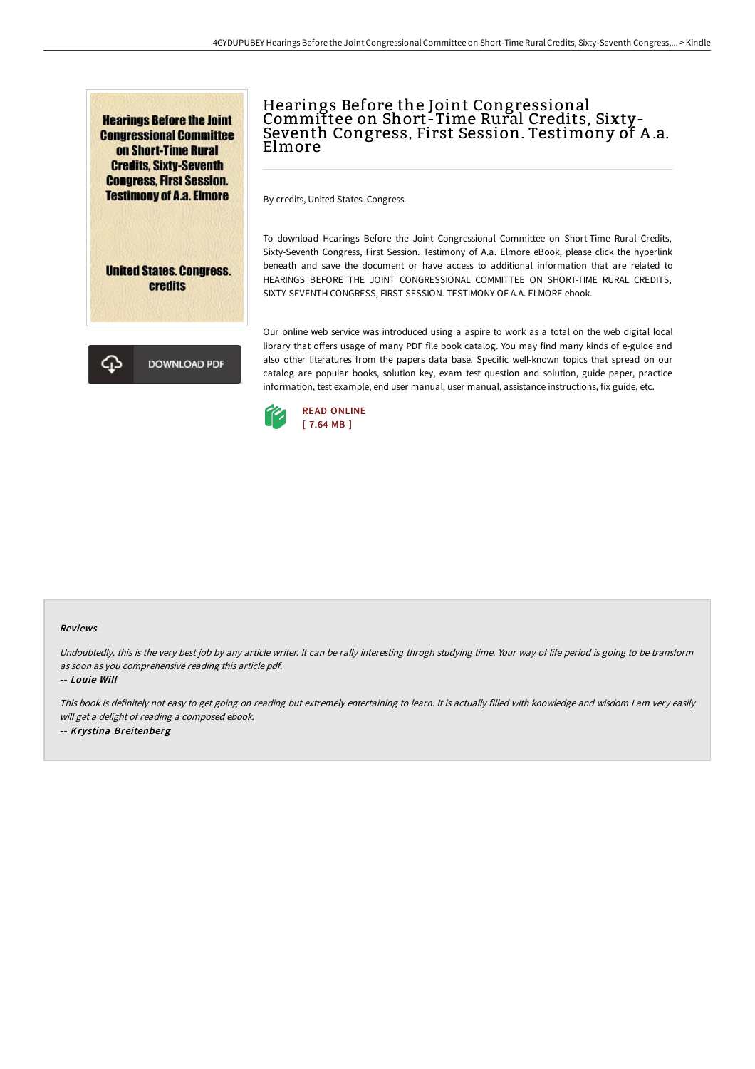# Hearings Before the Joint Congressional Committee on Short-Time Rural Credits, Sixty-Seventh Congress, First Session. Testimony of A.a. Elmore

By credits, United States. Congress.

To download Hearings Before the Joint Congressional Committee on Short-Time Rural Credits, Sixty-Seventh Congress, First Session. Testimony of A.a. Elmore eBook, please click the hyperlink beneath and save the document or have access to additional information that are related to HEARINGS BEFORE THE JOINT CONGRESSIONAL COMMITTEE ON SHORT-TIME RURAL CREDITS, SIXTY-SEVENTH CONGRESS, FIRST SESSION. TESTIMONY OF A.A. ELMORE ebook.

Our online web service was introduced using a aspire to work as a total on the web digital local library that offers usage of many PDF file book catalog. You may find many kinds of e-guide and also other literatures from the papers data base. Specific well-known topics that spread on our catalog are popular books, solution key, exam test question and solution, guide paper, practice information, test example, end user manual, user manual, assistance instructions, fix guide, etc.

READ ONLINE
[ 7.64 MB ]

DOWNLOAD PDF

#### Reviews

*Undoubtedly, this is the very best job by any article writer. It can be rally interesting throgh studying time. Your way of life period is going to be transform as soon as you comprehensive reading this article pdf.*

-- *Louie Will*

*This book is definitely not easy to get going on reading but extremely entertaining to learn. It is actually filled with knowledge and wisdom I am very easily will get a delight of reading a composed ebook.*

-- *Krystina Breitenberg*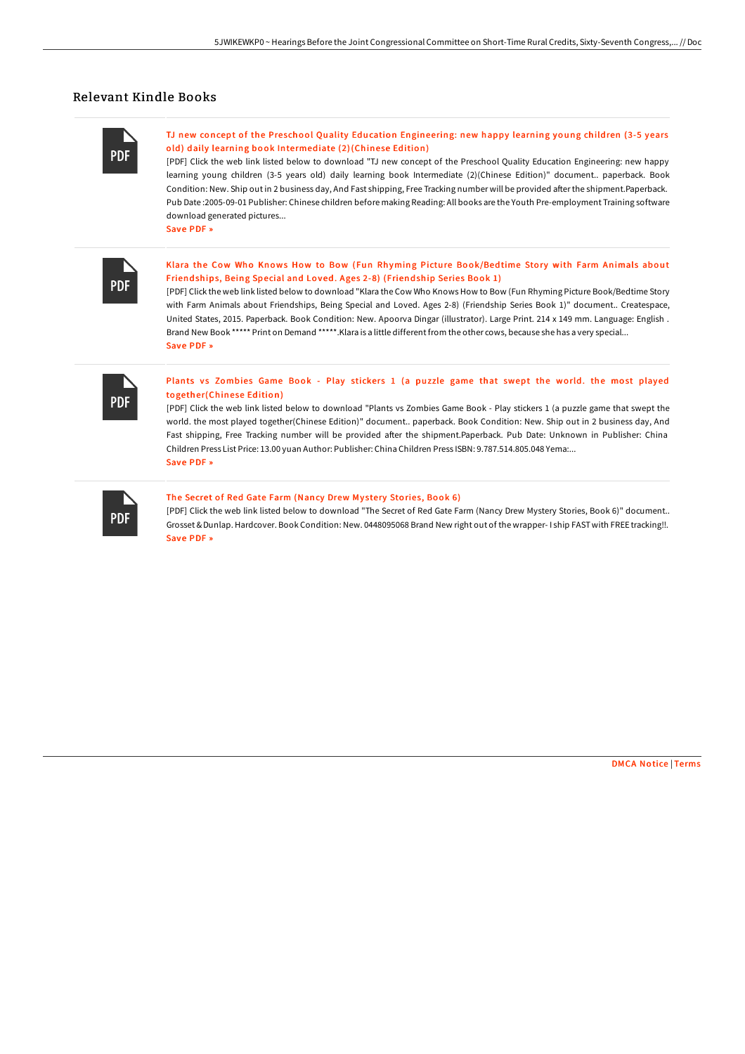## Relevant Kindle Books

### TJ new concept of the Preschool Quality Education Engineering: new happy learning young children (3-5 years old) daily learning book Intermediate (2)(Chinese Edition)

[PDF] Click the web link listed below to download "TJ new concept of the Preschool Quality Education Engineering: new happy learning young children (3-5 years old) daily learning book Intermediate (2)(Chinese Edition)" document.. paperback. Book Condition: New. Ship out in 2 business day, And Fast shipping, Free Tracking number will be provided after the shipment.Paperback. Pub Date :2005-09-01 Publisher: Chinese children before making Reading: All books are the Youth Pre-employment Training software download generated pictures...

Save PDF »

### Klara the Cow Who Knows How to Bow (Fun Rhyming Picture Book/Bedtime Story with Farm Animals about Friendships, Being Special and Loved. Ages 2-8) (Friendship Series Book 1)

[PDF] Click the web link listed below to download "Klara the Cow Who Knows How to Bow (Fun Rhyming Picture Book/Bedtime Story with Farm Animals about Friendships, Being Special and Loved. Ages 2-8) (Friendship Series Book 1)" document.. Createspace, United States, 2015. Paperback. Book Condition: New. Apoorva Dingar (illustrator). Large Print. 214 x 149 mm. Language: English . Brand New Book ***** Print on Demand *****.Klara is a little different from the other cows, because she has a very special...

Save PDF »

### Plants vs Zombies Game Book - Play stickers 1 (a puzzle game that swept the world. the most played together(Chinese Edition)

[PDF] Click the web link listed below to download "Plants vs Zombies Game Book - Play stickers 1 (a puzzle game that swept the world. the most played together(Chinese Edition)" document.. paperback. Book Condition: New. Ship out in 2 business day, And Fast shipping, Free Tracking number will be provided after the shipment.Paperback. Pub Date: Unknown in Publisher: China Children Press List Price: 13.00 yuan Author: Publisher: China Children Press ISBN: 9.787.514.805.048 Yema:...

Save PDF »

### The Secret of Red Gate Farm (Nancy Drew Mystery Stories, Book 6)

[PDF] Click the web link listed below to download "The Secret of Red Gate Farm (Nancy Drew Mystery Stories, Book 6)" document.. Grosset & Dunlap. Hardcover. Book Condition: New. 0448095068 Brand New right out of the wrapper- I ship FAST with FREE tracking!!.

Save PDF »

DMCA Notice | Terms